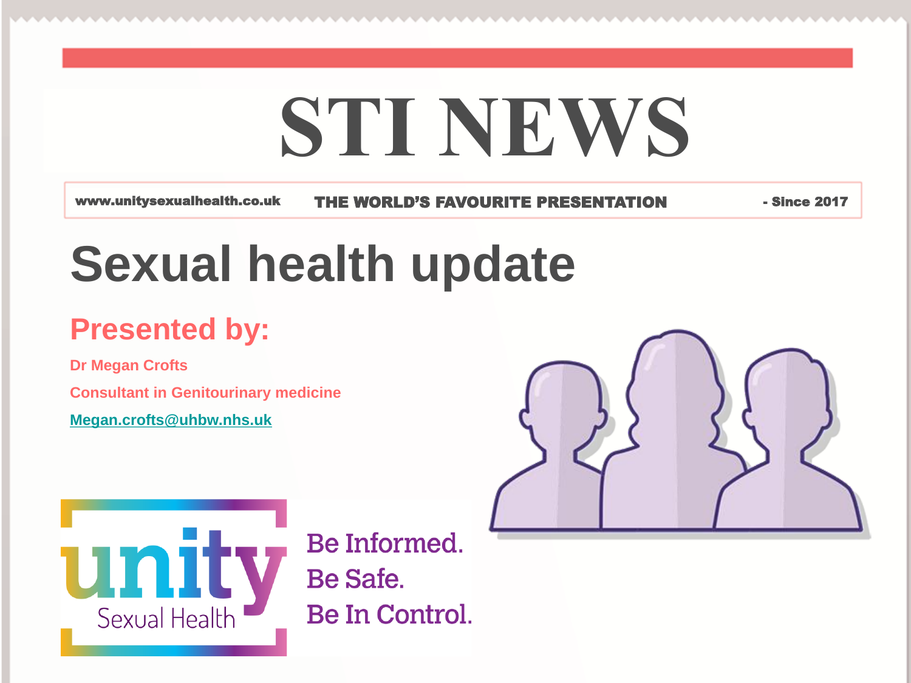# STI NEWS

**www.unitysexualhealth.co.uk** **THE WORLD'S FAVOURITE PRESENTATION** **- Since 2017**

# Sexual health update

## Presented by:

**Dr Megan Crofts**

**Consultant in Genitourinary medicine**

**Megan.crofts@uhbw.nhs.uk**

unity Sexual Health

Be Informed.
Be Safe.
Be In Control.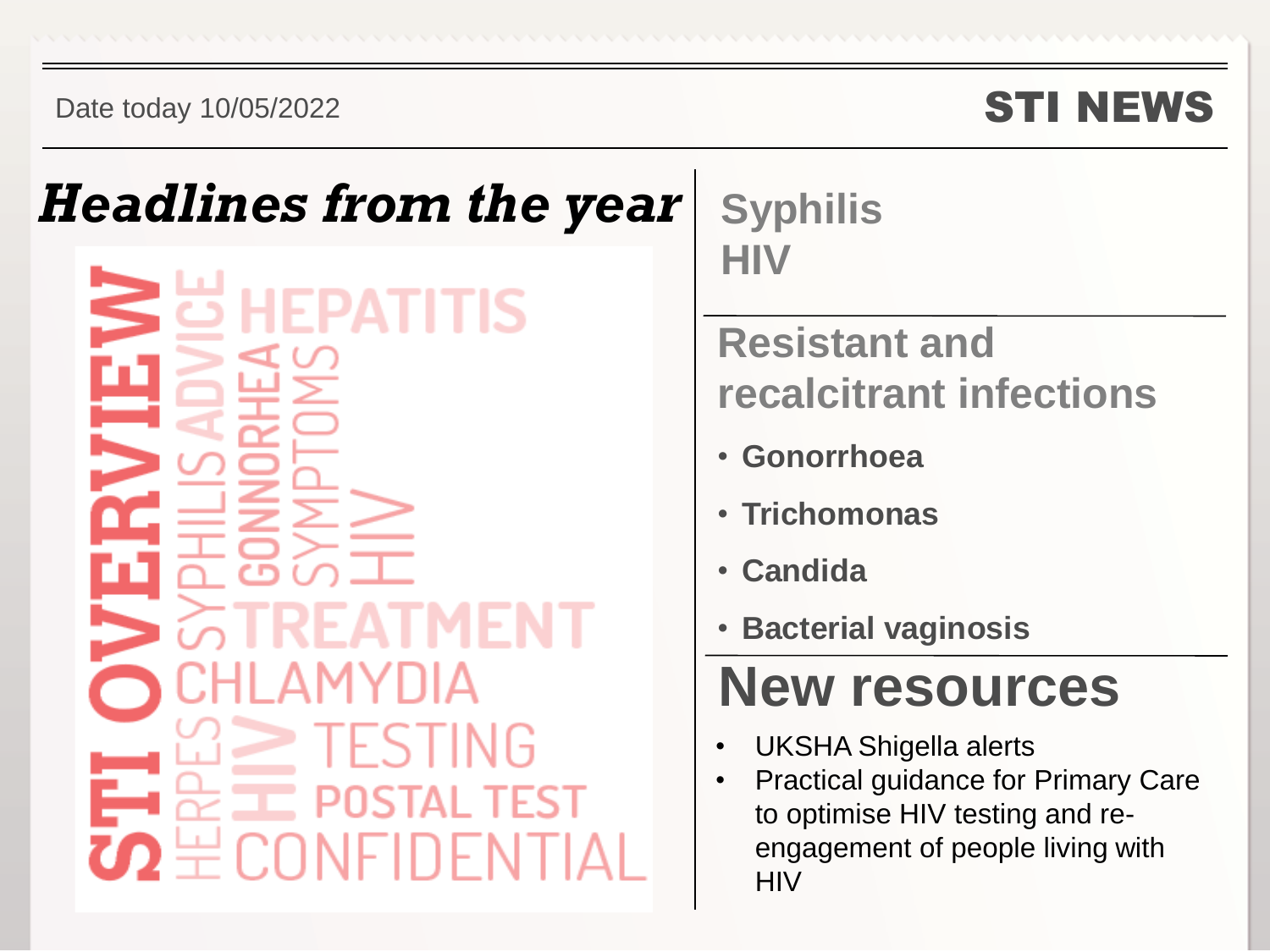Date today 10/05/2022

# STI NEWS

## *Headlines from the year*

STI OVERVIEW HERPES SYPHILIS ADVICE HEPATITIS HIV GONNORHEA SYMPTOMS HIV TREATMENT CHLAMYDIA TESTING POSTAL TEST CONFIDENTIAL

## Syphilis
## HIV

## Resistant and recalcitrant infections

- **Gonorrhoea**
- **Trichomonas**
- **Candida**
- **Bacterial vaginosis**

## New resources

- UKSHA Shigella alerts
- Practical guidance for Primary Care to optimise HIV testing and re-engagement of people living with HIV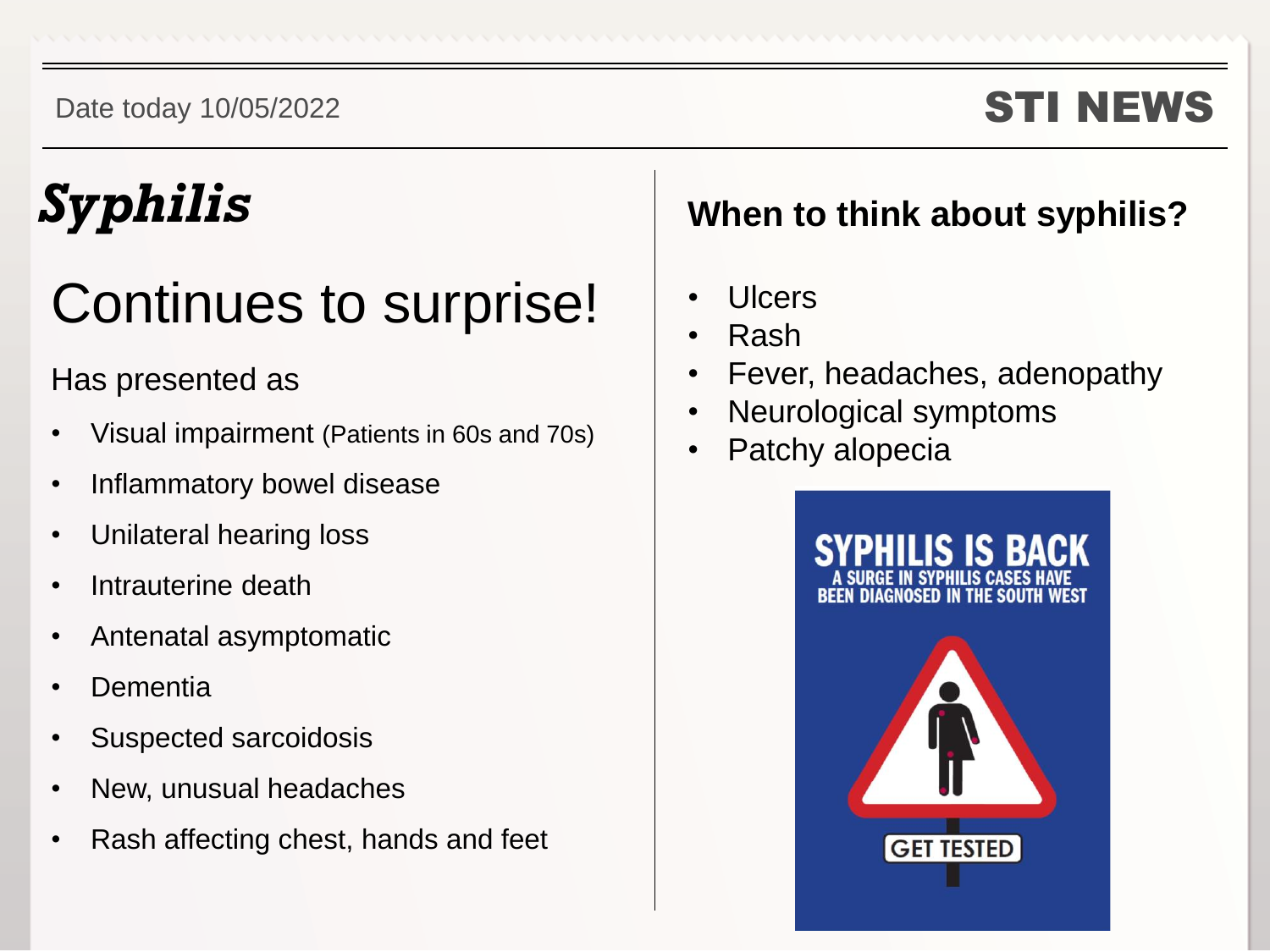Date today 10/05/2022

**STI NEWS**

# *Syphilis*

## Continues to surprise!

Has presented as

- Visual impairment (Patients in 60s and 70s)
- Inflammatory bowel disease
- Unilateral hearing loss
- Intrauterine death
- Antenatal asymptomatic
- Dementia
- Suspected sarcoidosis
- New, unusual headaches
- Rash affecting chest, hands and feet

## When to think about syphilis?

- Ulcers
- Rash
- Fever, headaches, adenopathy
- Neurological symptoms
- Patchy alopecia

SYPHILIS IS BACK
A SURGE IN SYPHILIS CASES HAVE BEEN DIAGNOSED IN THE SOUTH WEST
GET TESTED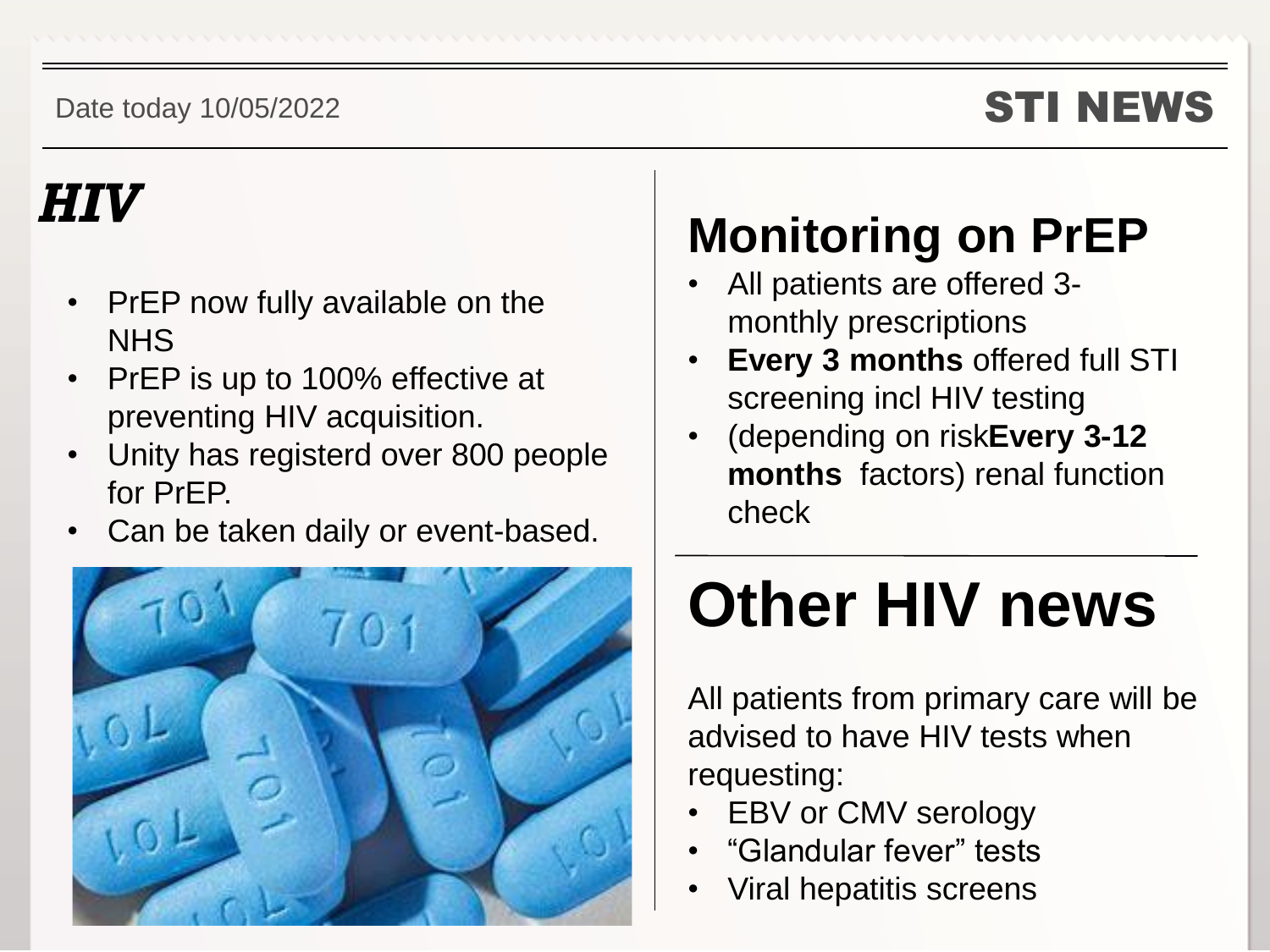Date today 10/05/2022

# STI NEWS

## *HIV*

- PrEP now fully available on the NHS
- PrEP is up to 100% effective at preventing HIV acquisition.
- Unity has registerd over 800 people for PrEP.
- Can be taken daily or event-based.

## Monitoring on PrEP

- All patients are offered 3-monthly prescriptions
- **Every 3 months** offered full STI screening incl HIV testing
- (depending on risk**Every 3-12 months** factors) renal function check

## Other HIV news

All patients from primary care will be advised to have HIV tests when requesting:

- EBV or CMV serology
- "Glandular fever" tests
- Viral hepatitis screens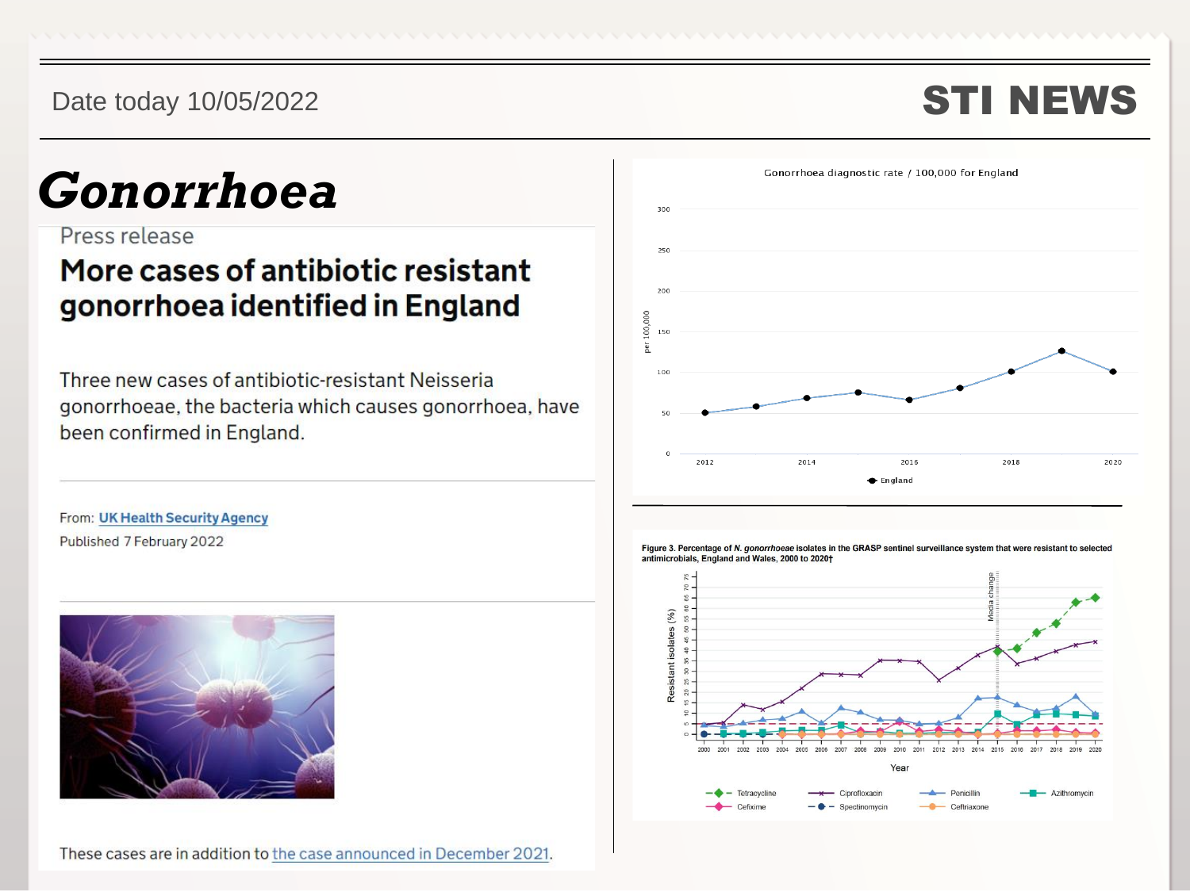Date today 10/05/2022

# STI NEWS

# *Gonorrhoea*

Press release

## More cases of antibiotic resistant gonorrhoea identified in England

Three new cases of antibiotic-resistant Neisseria gonorrhoeae, the bacteria which causes gonorrhoea, have been confirmed in England.

From: UK Health Security Agency

Published 7 February 2022

These cases are in addition to the case announced in December 2021.

Gonorrhoea diagnostic rate / 100,000 for England

Figure 3. Percentage of *N. gonorrhoeae* isolates in the GRASP sentinel surveillance system that were resistant to selected antimicrobials, England and Wales, 2000 to 2020†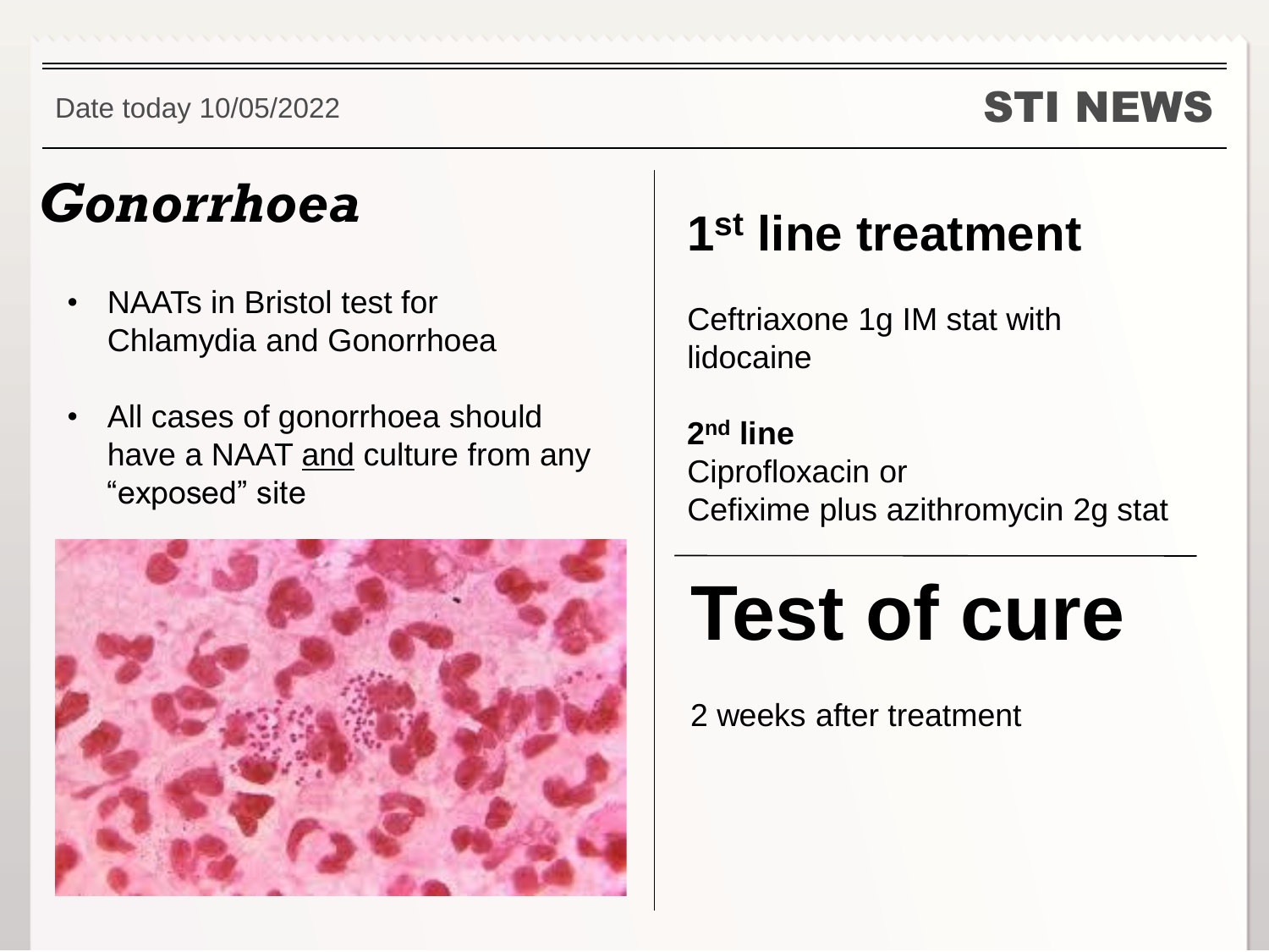Date today 10/05/2022

**STI NEWS**

# *Gonorrhoea*

- NAATs in Bristol test for Chlamydia and Gonorrhoea
- All cases of gonorrhoea should have a NAAT and culture from any "exposed" site

## 1st line treatment

Ceftriaxone 1g IM stat with lidocaine

**2nd line**
Ciprofloxacin or
Cefixime plus azithromycin 2g stat

# Test of cure

2 weeks after treatment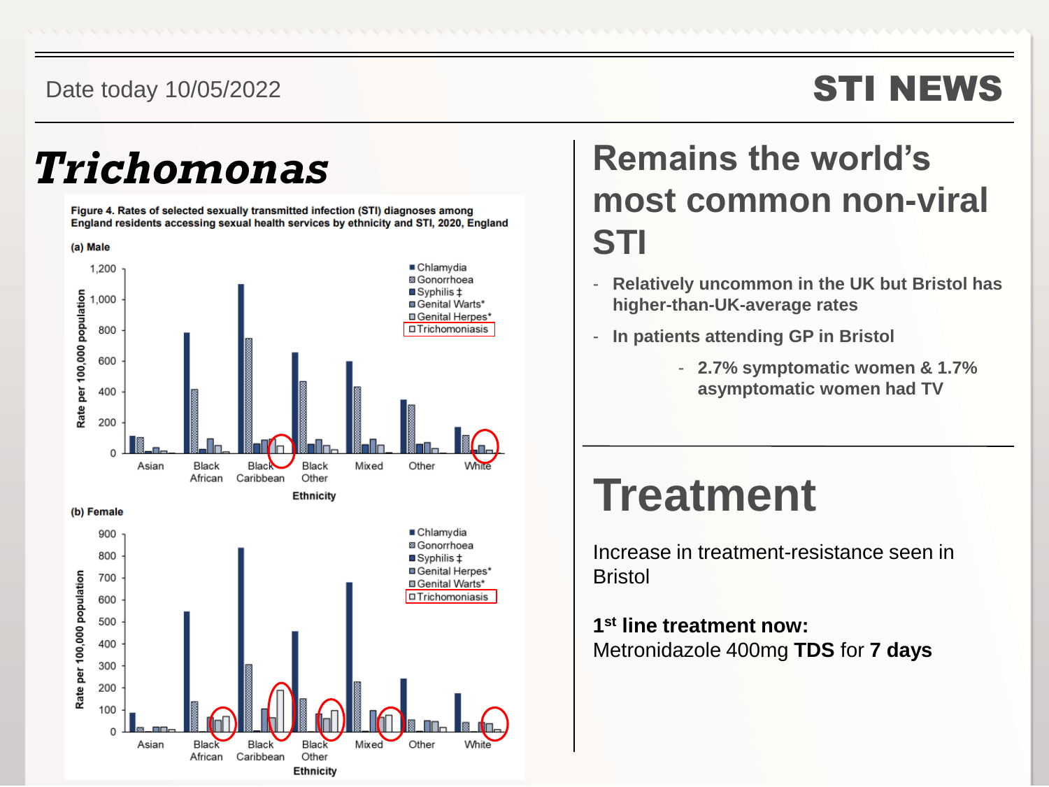Date today 10/05/2022

# STI NEWS

## *Trichomonas*

**Figure 4. Rates of selected sexually transmitted infection (STI) diagnoses among England residents accessing sexual health services by ethnicity and STI, 2020, England**

(a) Male

(b) Female

## Remains the world's most common non-viral STI

- **Relatively uncommon in the UK but Bristol has higher-than-UK-average rates**
- **In patients attending GP in Bristol**
  - **2.7% symptomatic women & 1.7% asymptomatic women had TV**

## Treatment

Increase in treatment-resistance seen in Bristol

**1st line treatment now:**
Metronidazole 400mg **TDS** for **7 days**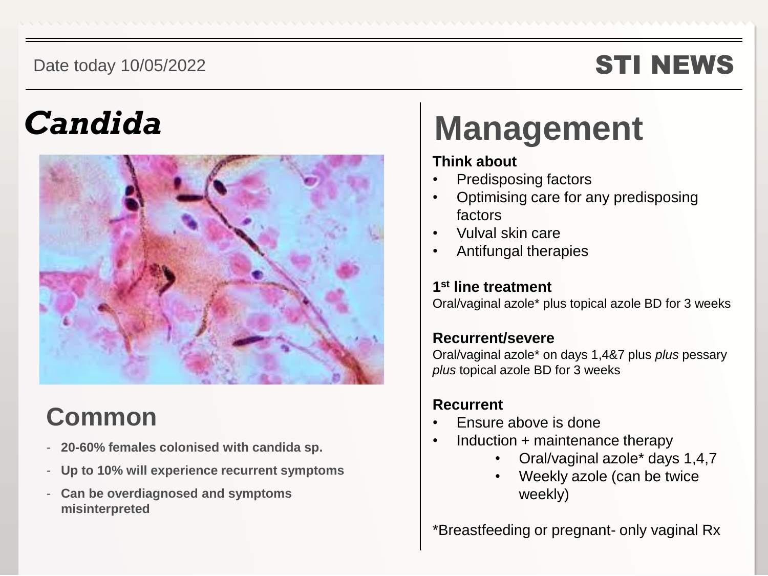Date today 10/05/2022

**STI NEWS**

# *Candida*

## Common

- **20-60% females colonised with candida sp.**
- **Up to 10% will experience recurrent symptoms**
- **Can be overdiagnosed and symptoms misinterpreted**

# Management

**Think about**

- Predisposing factors
- Optimising care for any predisposing factors
- Vulval skin care
- Antifungal therapies

**1st line treatment**

Oral/vaginal azole* plus topical azole BD for 3 weeks

**Recurrent/severe**

Oral/vaginal azole* on days 1,4&7 plus *plus* pessary *plus* topical azole BD for 3 weeks

**Recurrent**

- Ensure above is done
- Induction + maintenance therapy
    - Oral/vaginal azole* days 1,4,7
    - Weekly azole (can be twice weekly)

*Breastfeeding or pregnant- only vaginal Rx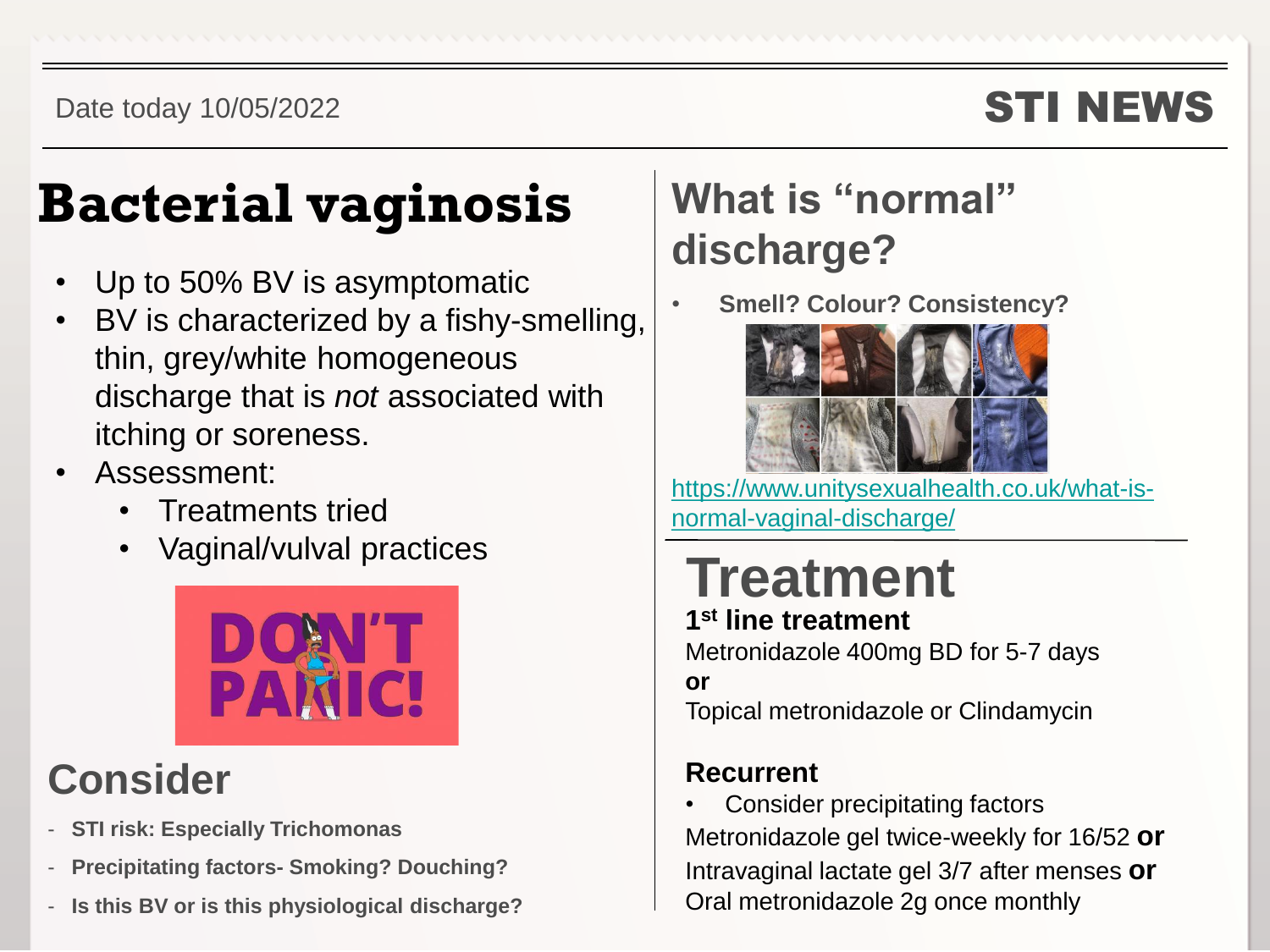Date today 10/05/2022

**STI NEWS**

# Bacterial vaginosis

- Up to 50% BV is asymptomatic
- BV is characterized by a fishy-smelling, thin, grey/white homogeneous discharge that is *not* associated with itching or soreness.
- Assessment:
  - Treatments tried
  - Vaginal/vulval practices

## Consider

- **STI risk: Especially Trichomonas**
- **Precipitating factors- Smoking? Douching?**
- **Is this BV or is this physiological discharge?**

## What is "normal" discharge?

- **Smell? Colour? Consistency?**

https://www.unitysexualhealth.co.uk/what-is-normal-vaginal-discharge/

# Treatment

**1st line treatment**

Metronidazole 400mg BD for 5-7 days

**or**

Topical metronidazole or Clindamycin

**Recurrent**

- Consider precipitating factors

Metronidazole gel twice-weekly for 16/52 **or**
Intravaginal lactate gel 3/7 after menses **or**
Oral metronidazole 2g once monthly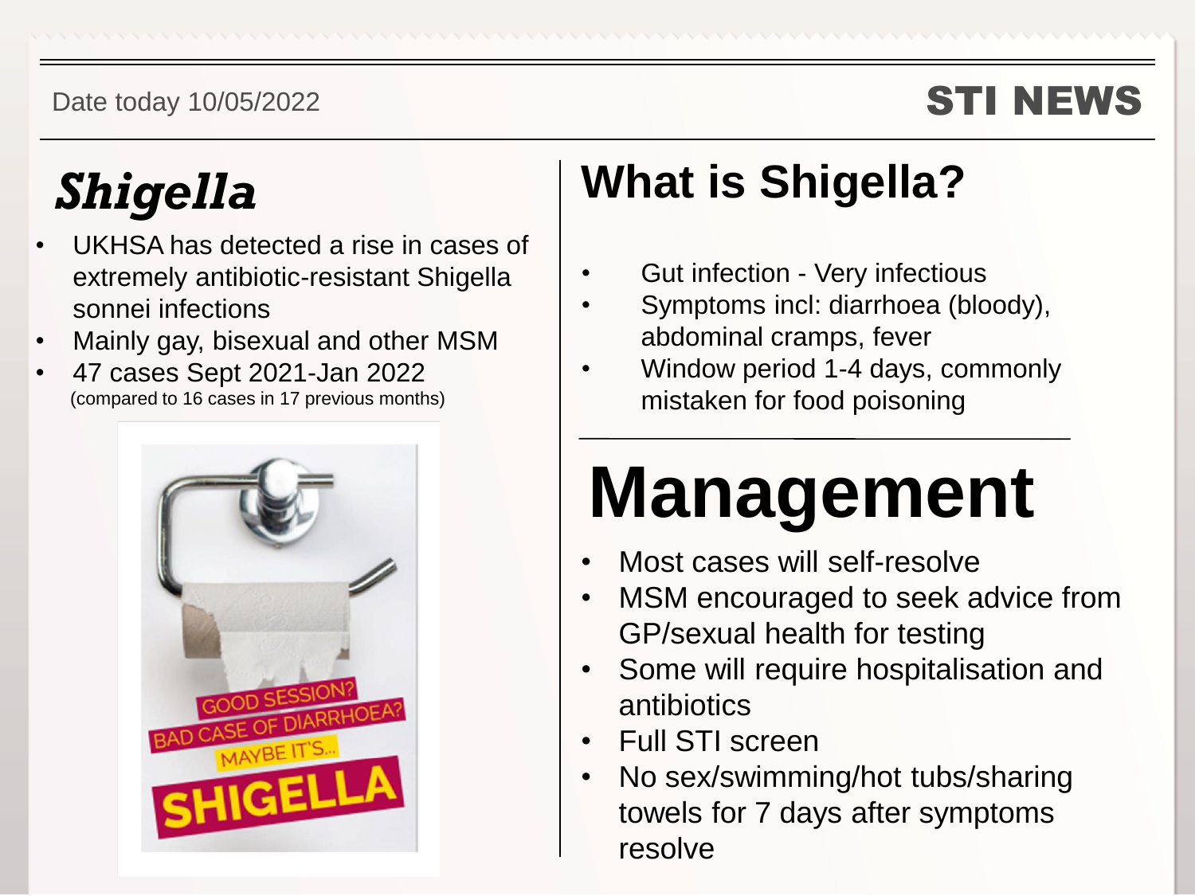Date today 10/05/2022

STI NEWS

# *Shigella*

- UKHSA has detected a rise in cases of extremely antibiotic-resistant Shigella sonnei infections
- Mainly gay, bisexual and other MSM
- 47 cases Sept 2021-Jan 2022
  (compared to 16 cases in 17 previous months)

GOOD SESSION? BAD CASE OF DIARRHOEA? MAYBE IT'S... SHIGELLA

## What is Shigella?

- Gut infection - Very infectious
- Symptoms incl: diarrhoea (bloody), abdominal cramps, fever
- Window period 1-4 days, commonly mistaken for food poisoning

# Management

- Most cases will self-resolve
- MSM encouraged to seek advice from GP/sexual health for testing
- Some will require hospitalisation and antibiotics
- Full STI screen
- No sex/swimming/hot tubs/sharing towels for 7 days after symptoms resolve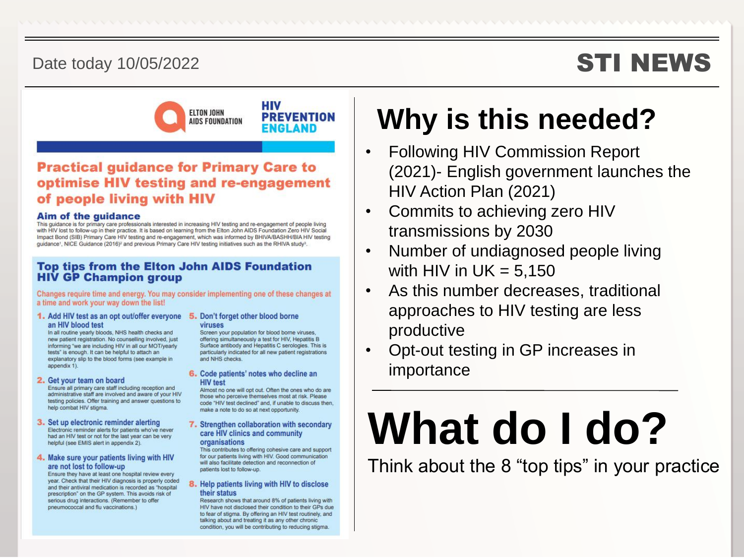Date today 10/05/2022

# STI NEWS

ELTON JOHN AIDS FOUNDATION

HIV PREVENTION ENGLAND

## Practical guidance for Primary Care to optimise HIV testing and re-engagement of people living with HIV

### Aim of the guidance

This guidance is for primary care professionals interested in increasing HIV testing and re-engagement of people living with HIV lost to follow-up in their practice. It is based on learning from the Elton John AIDS Foundation Zero HIV Social Impact Bond (SIB) Primary Care HIV testing and re-engagement, which was informed by BHIVA/BASHH/BIA HIV testing guidance[1], NICE Guidance (2016)[2] and previous Primary Care HIV testing initiatives such as the RHIVA study[3].

### Top tips from the Elton John AIDS Foundation HIV GP Champion group

Changes require time and energy. You may consider implementing one of these changes at a time and work your way down the list!

1. **Add HIV test as an opt out/offer everyone an HIV blood test**
   In all routine yearly bloods, NHS health checks and new patient registration. No counselling involved, just informing "we are including HIV in all our MOT/yearly tests" is enough. It can be helpful to attach an explanatory slip to the blood forms (see example in appendix 1).
2. **Get your team on board**
   Ensure all primary care staff including reception and administrative staff are involved and aware of your HIV testing policies. Offer training and answer questions to help combat HIV stigma.
3. **Set up electronic reminder alerting**
   Electronic reminder alerts for patients who've never had an HIV test or not for the last year can be very helpful (see EMIS alert in appendix 2).
4. **Make sure your patients living with HIV are not lost to follow-up**
   Ensure they have at least one hospital review every year. Check that their HIV diagnosis is properly coded and their antiviral medication is recorded as "hospital prescription" on the GP system. This avoids risk of serious drug interactions. (Remember to offer pneumococcal and flu vaccinations.)
5. **Don't forget other blood borne viruses**
   Screen your population for blood borne viruses, offering simultaneously a test for HIV, Hepatitis B Surface antibody and Hepatitis C serologies. This is particularly indicated for all new patient registrations and NHS checks.
6. **Code patients' notes who decline an HIV test**
   Almost no one will opt out. Often the ones who do are those who perceive themselves most at risk. Please code "HIV test declined" and, if unable to discuss then, make a note to do so at next opportunity.
7. **Strengthen collaboration with secondary care HIV clinics and community organisations**
   This contributes to offering cohesive care and support for our patients living with HIV. Good communication will also facilitate detection and reconnection of patients lost to follow-up.
8. **Help patients living with HIV to disclose their status**
   Research shows that around 8% of patients living with HIV have not disclosed their condition to their GPs due to fear of stigma. By offering an HIV test routinely, and talking about and treating it as any other chronic condition, you will be contributing to reducing stigma.

# Why is this needed?

- Following HIV Commission Report (2021)- English government launches the HIV Action Plan (2021)
- Commits to achieving zero HIV transmissions by 2030
- Number of undiagnosed people living with HIV in UK = 5,150
- As this number decreases, traditional approaches to HIV testing are less productive
- Opt-out testing in GP increases in importance

# What do I do?

Think about the 8 "top tips" in your practice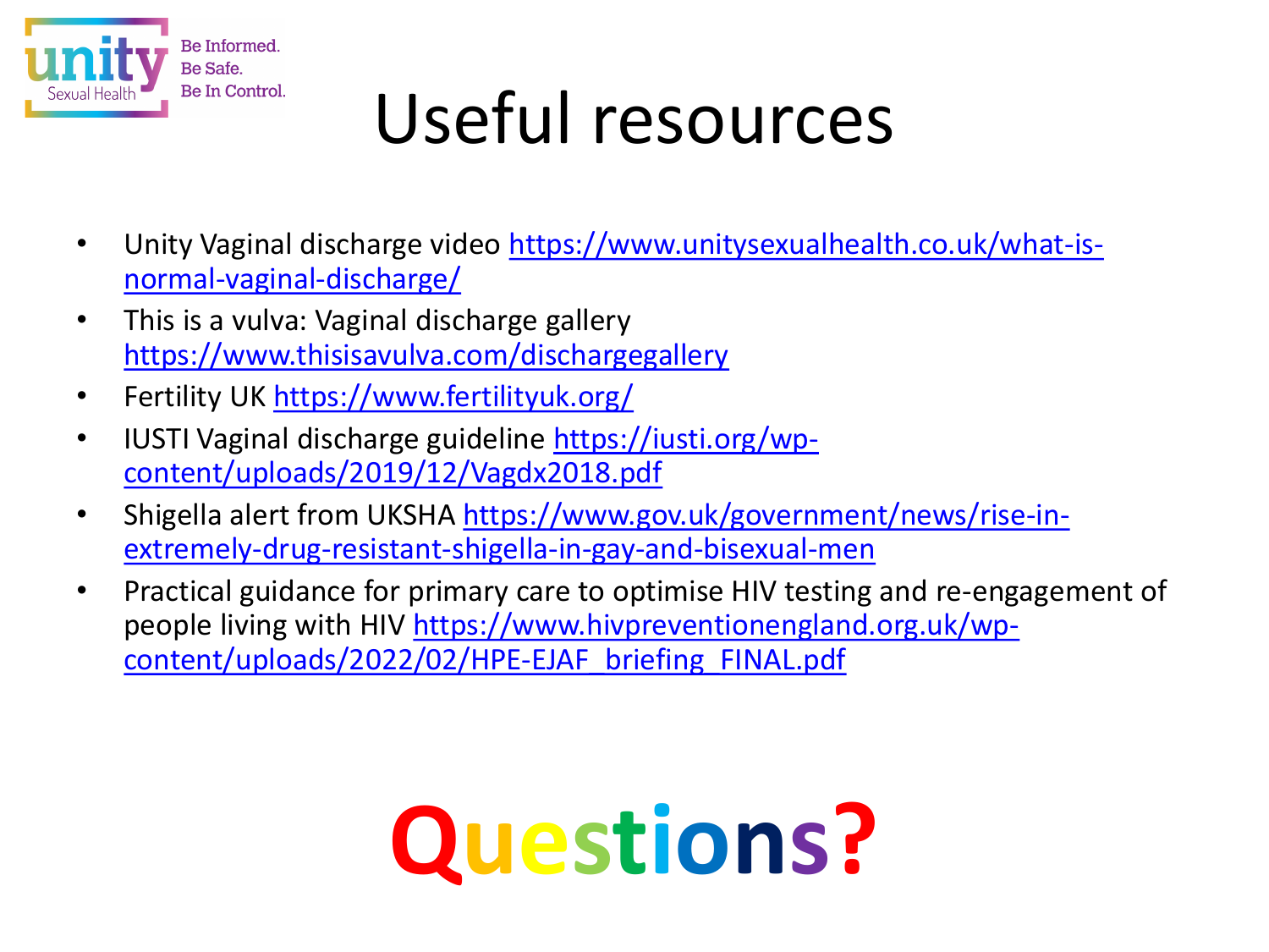# Useful resources

- Unity Vaginal discharge video https://www.unitysexualhealth.co.uk/what-is-normal-vaginal-discharge/
- This is a vulva: Vaginal discharge gallery https://www.thisisavulva.com/dischargegallery
- Fertility UK https://www.fertilityuk.org/
- IUSTI Vaginal discharge guideline https://iusti.org/wp-content/uploads/2019/12/Vagdx2018.pdf
- Shigella alert from UKSHA https://www.gov.uk/government/news/rise-in-extremely-drug-resistant-shigella-in-gay-and-bisexual-men
- Practical guidance for primary care to optimise HIV testing and re-engagement of people living with HIV https://www.hivpreventionengland.org.uk/wp-content/uploads/2022/02/HPE-EJAF_briefing_FINAL.pdf

# Questions?